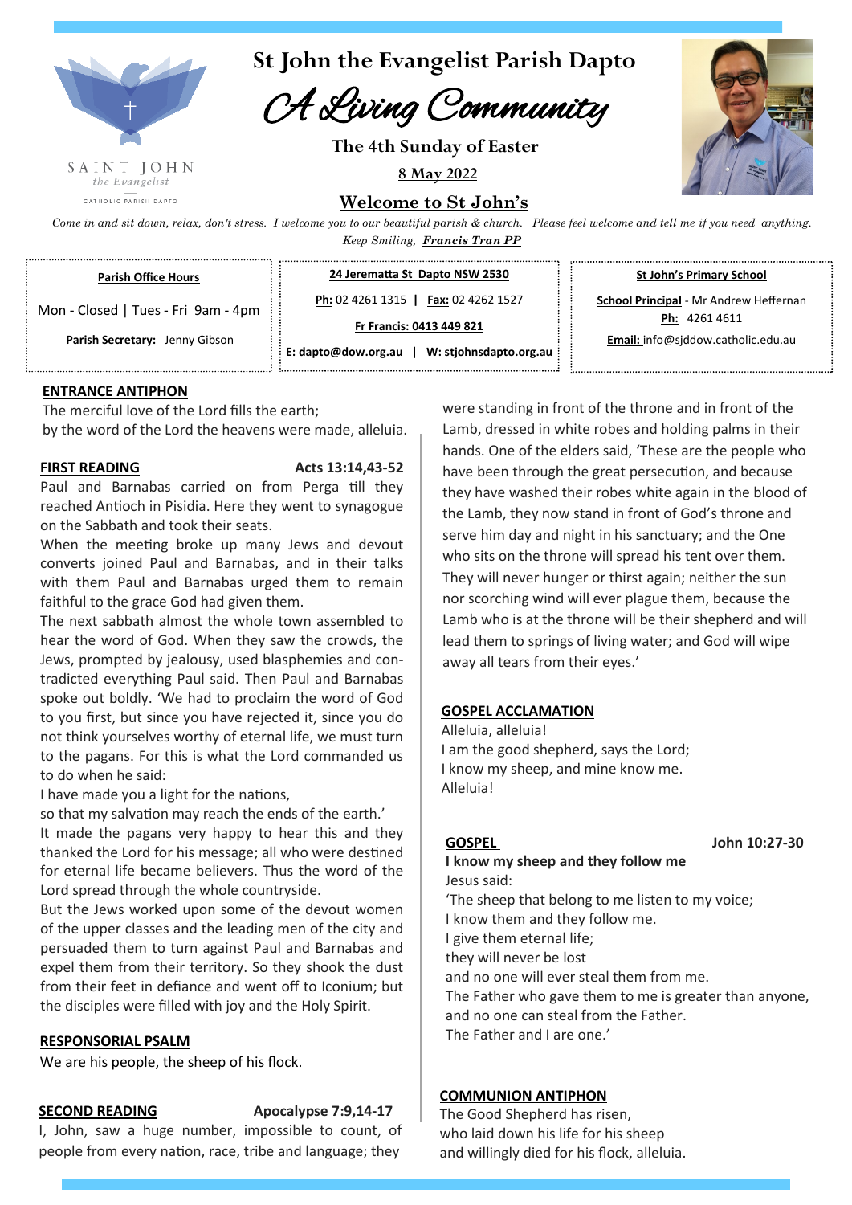SAINT JOHN
*the Evangelist*
CATHOLIC PARISH DAPTO

# St John the Evangelist Parish Dapto

## *A Living Community*

**The 4th Sunday of Easter**

**8 May 2022**

## Welcome to St John's

*Come in and sit down, relax, don't stress. I welcome you to our beautiful parish & church. Please feel welcome and tell me if you need anything. Keep Smiling, **Francis Tran PP***

**Parish Office Hours**

Mon - Closed | Tues - Fri 9am - 4pm

**Parish Secretary:** Jenny Gibson

**24 Jerematta St Dapto NSW 2530**

**Ph:** 02 4261 1315 | **Fax:** 02 4262 1527

**Fr Francis: 0413 449 821**

**E: dapto@dow.org.au | W: stjohnsdapto.org.au**

**St John's Primary School**

**School Principal** - Mr Andrew Heffernan

**Ph:** 4261 4611

**Email:** info@sjddow.catholic.edu.au

### ENTRANCE ANTIPHON

The merciful love of the Lord fills the earth;
by the word of the Lord the heavens were made, alleluia.

### FIRST READING — Acts 13:14,43-52

Paul and Barnabas carried on from Perga till they reached Antioch in Pisidia. Here they went to synagogue on the Sabbath and took their seats.

When the meeting broke up many Jews and devout converts joined Paul and Barnabas, and in their talks with them Paul and Barnabas urged them to remain faithful to the grace God had given them.

The next sabbath almost the whole town assembled to hear the word of God. When they saw the crowds, the Jews, prompted by jealousy, used blasphemies and contradicted everything Paul said. Then Paul and Barnabas spoke out boldly. 'We had to proclaim the word of God to you first, but since you have rejected it, since you do not think yourselves worthy of eternal life, we must turn to the pagans. For this is what the Lord commanded us to do when he said:

I have made you a light for the nations,
so that my salvation may reach the ends of the earth.'

It made the pagans very happy to hear this and they thanked the Lord for his message; all who were destined for eternal life became believers. Thus the word of the Lord spread through the whole countryside.

But the Jews worked upon some of the devout women of the upper classes and the leading men of the city and persuaded them to turn against Paul and Barnabas and expel them from their territory. So they shook the dust from their feet in defiance and went off to Iconium; but the disciples were filled with joy and the Holy Spirit.

### RESPONSORIAL PSALM

We are his people, the sheep of his flock.

### SECOND READING — Apocalypse 7:9,14-17

I, John, saw a huge number, impossible to count, of people from every nation, race, tribe and language; they were standing in front of the throne and in front of the Lamb, dressed in white robes and holding palms in their hands. One of the elders said, 'These are the people who have been through the great persecution, and because they have washed their robes white again in the blood of the Lamb, they now stand in front of God's throne and serve him day and night in his sanctuary; and the One who sits on the throne will spread his tent over them. They will never hunger or thirst again; neither the sun nor scorching wind will ever plague them, because the Lamb who is at the throne will be their shepherd and will lead them to springs of living water; and God will wipe away all tears from their eyes.'

### GOSPEL ACCLAMATION

Alleluia, alleluia!
I am the good shepherd, says the Lord;
I know my sheep, and mine know me.
Alleluia!

### GOSPEL — John 10:27-30

**I know my sheep and they follow me**

Jesus said:
'The sheep that belong to me listen to my voice;
I know them and they follow me.
I give them eternal life;
they will never be lost
and no one will ever steal them from me.
The Father who gave them to me is greater than anyone,
and no one can steal from the Father.
The Father and I are one.'

### COMMUNION ANTIPHON

The Good Shepherd has risen,
who laid down his life for his sheep
and willingly died for his flock, alleluia.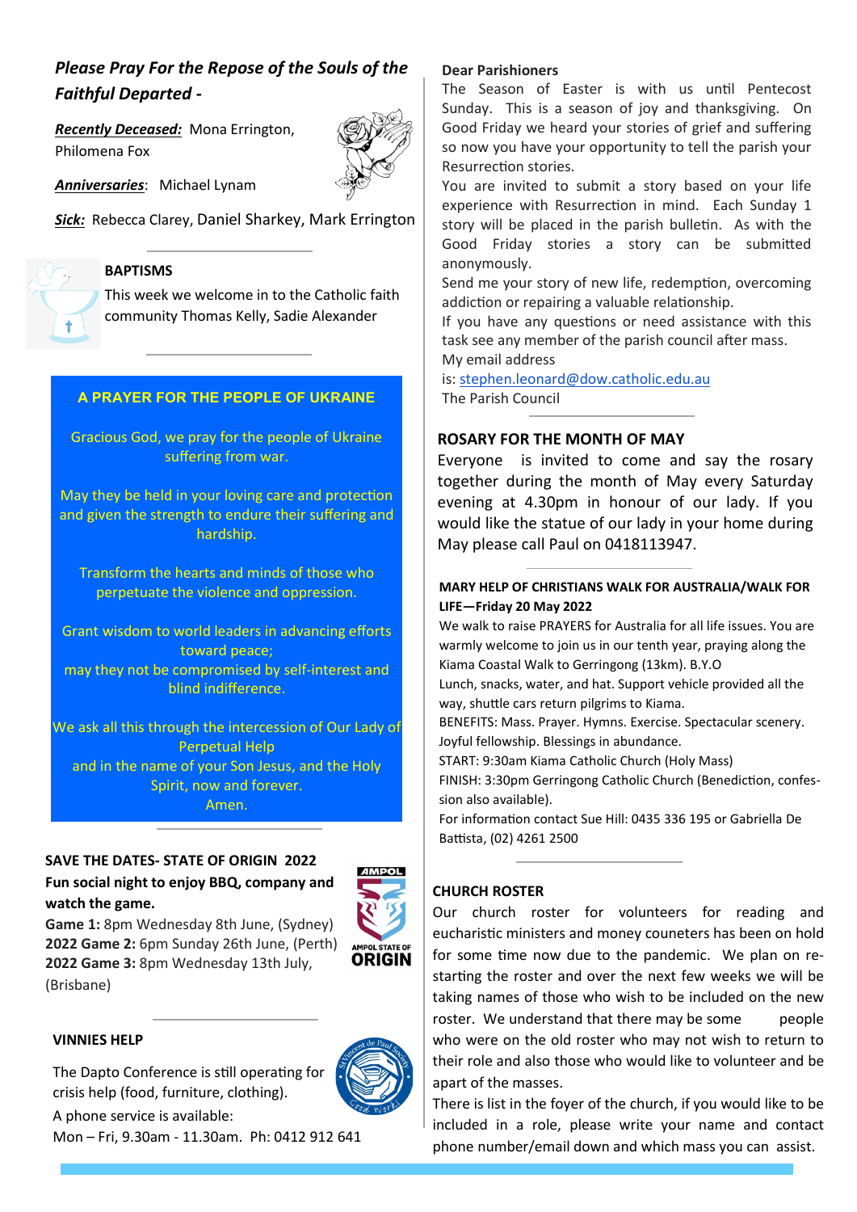## *Please Pray For the Repose of the Souls of the Faithful Departed -*

***Recently Deceased:*** Mona Errington, Philomena Fox

***Anniversaries***: Michael Lynam

***Sick:*** Rebecca Clarey, Daniel Sharkey, Mark Errington

---

### BAPTISMS

This week we welcome in to the Catholic faith community Thomas Kelly, Sadie Alexander

---

### A PRAYER FOR THE PEOPLE OF UKRAINE

Gracious God, we pray for the people of Ukraine suffering from war.

May they be held in your loving care and protection and given the strength to endure their suffering and hardship.

Transform the hearts and minds of those who perpetuate the violence and oppression.

Grant wisdom to world leaders in advancing efforts toward peace;
may they not be compromised by self-interest and blind indifference.

We ask all this through the intercession of Our Lady of Perpetual Help
and in the name of your Son Jesus, and the Holy Spirit, now and forever.
Amen.

---

### SAVE THE DATES- STATE OF ORIGIN 2022

**Fun social night to enjoy BBQ, company and watch the game.**

**Game 1:** 8pm Wednesday 8th June, (Sydney)
**2022 Game 2:** 6pm Sunday 26th June, (Perth)
**2022 Game 3:** 8pm Wednesday 13th July, (Brisbane)

---

### VINNIES HELP

The Dapto Conference is still operating for crisis help (food, furniture, clothing).

A phone service is available:
Mon – Fri, 9.30am - 11.30am. Ph: 0412 912 641

---

**Dear Parishioners**

The Season of Easter is with us until Pentecost Sunday. This is a season of joy and thanksgiving. On Good Friday we heard your stories of grief and suffering so now you have your opportunity to tell the parish your Resurrection stories.

You are invited to submit a story based on your life experience with Resurrection in mind. Each Sunday 1 story will be placed in the parish bulletin. As with the Good Friday stories a story can be submitted anonymously.

Send me your story of new life, redemption, overcoming addiction or repairing a valuable relationship.

If you have any questions or need assistance with this task see any member of the parish council after mass.

My email address is: stephen.leonard@dow.catholic.edu.au

The Parish Council

---

### ROSARY FOR THE MONTH OF MAY

Everyone is invited to come and say the rosary together during the month of May every Saturday evening at 4.30pm in honour of our lady. If you would like the statue of our lady in your home during May please call Paul on 0418113947.

---

### MARY HELP OF CHRISTIANS WALK FOR AUSTRALIA/WALK FOR LIFE—Friday 20 May 2022

We walk to raise PRAYERS for Australia for all life issues. You are warmly welcome to join us in our tenth year, praying along the Kiama Coastal Walk to Gerringong (13km). B.Y.O

Lunch, snacks, water, and hat. Support vehicle provided all the way, shuttle cars return pilgrims to Kiama.

BENEFITS: Mass. Prayer. Hymns. Exercise. Spectacular scenery. Joyful fellowship. Blessings in abundance.

START: 9:30am Kiama Catholic Church (Holy Mass)

FINISH: 3:30pm Gerringong Catholic Church (Benediction, confession also available).

For information contact Sue Hill: 0435 336 195 or Gabriella De Battista, (02) 4261 2500

---

### CHURCH ROSTER

Our church roster for volunteers for reading and eucharistic ministers and money coueters has been on hold for some time now due to the pandemic. We plan on re-starting the roster and over the next few weeks we will be taking names of those who wish to be included on the new roster. We understand that there may be some people who were on the old roster who may not wish to return to their role and also those who would like to volunteer and be apart of the masses.

There is list in the foyer of the church, if you would like to be included in a role, please write your name and contact phone number/email down and which mass you can assist.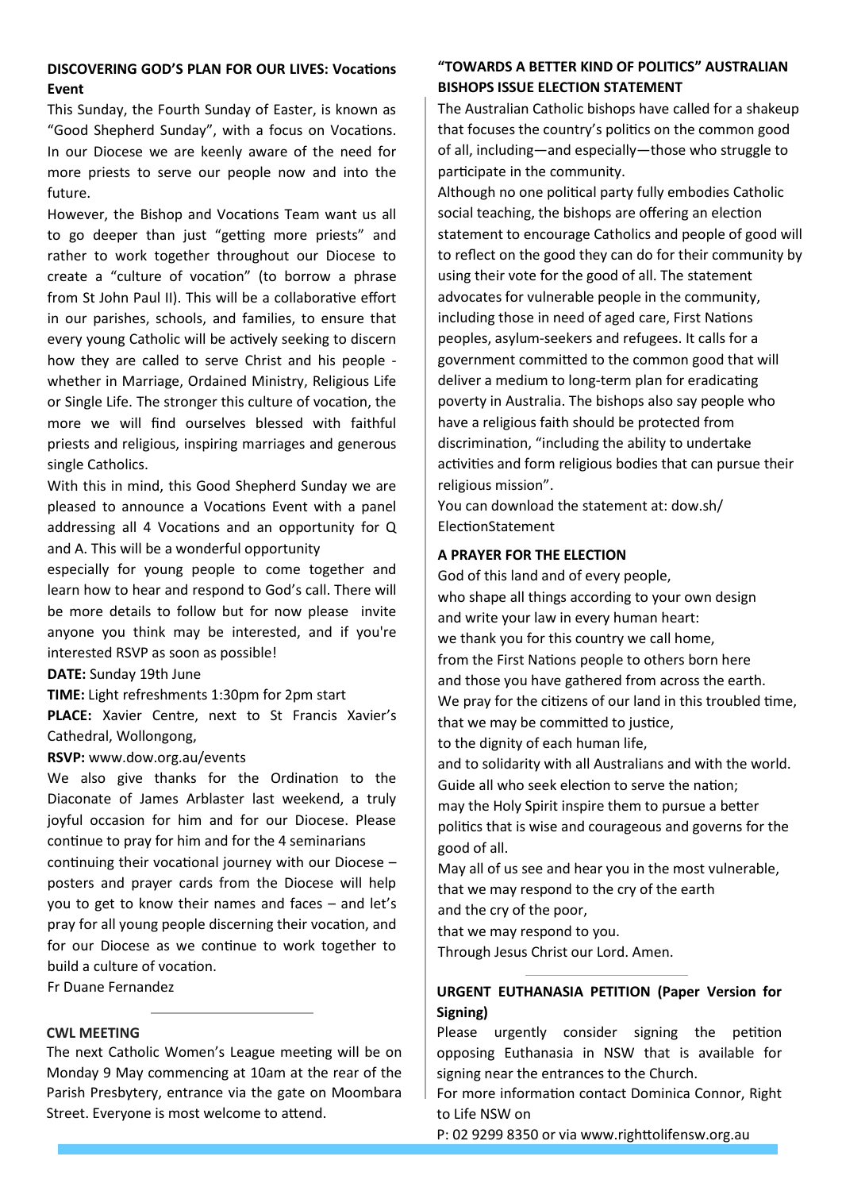## DISCOVERING GOD'S PLAN FOR OUR LIVES: Vocations Event

This Sunday, the Fourth Sunday of Easter, is known as "Good Shepherd Sunday", with a focus on Vocations. In our Diocese we are keenly aware of the need for more priests to serve our people now and into the future.

However, the Bishop and Vocations Team want us all to go deeper than just "getting more priests" and rather to work together throughout our Diocese to create a "culture of vocation" (to borrow a phrase from St John Paul II). This will be a collaborative effort in our parishes, schools, and families, to ensure that every young Catholic will be actively seeking to discern how they are called to serve Christ and his people - whether in Marriage, Ordained Ministry, Religious Life or Single Life. The stronger this culture of vocation, the more we will find ourselves blessed with faithful priests and religious, inspiring marriages and generous single Catholics.

With this in mind, this Good Shepherd Sunday we are pleased to announce a Vocations Event with a panel addressing all 4 Vocations and an opportunity for Q and A. This will be a wonderful opportunity especially for young people to come together and learn how to hear and respond to God's call. There will be more details to follow but for now please invite anyone you think may be interested, and if you're interested RSVP as soon as possible!

**DATE:** Sunday 19th June

**TIME:** Light refreshments 1:30pm for 2pm start

**PLACE:** Xavier Centre, next to St Francis Xavier's Cathedral, Wollongong,

**RSVP:** www.dow.org.au/events

We also give thanks for the Ordination to the Diaconate of James Arblaster last weekend, a truly joyful occasion for him and for our Diocese. Please continue to pray for him and for the 4 seminarians continuing their vocational journey with our Diocese – posters and prayer cards from the Diocese will help you to get to know their names and faces – and let's pray for all young people discerning their vocation, and for our Diocese as we continue to work together to build a culture of vocation.

Fr Duane Fernandez

## CWL MEETING

The next Catholic Women's League meeting will be on Monday 9 May commencing at 10am at the rear of the Parish Presbytery, entrance via the gate on Moombara Street. Everyone is most welcome to attend.

## "TOWARDS A BETTER KIND OF POLITICS" AUSTRALIAN BISHOPS ISSUE ELECTION STATEMENT

The Australian Catholic bishops have called for a shakeup that focuses the country's politics on the common good of all, including—and especially—those who struggle to participate in the community.

Although no one political party fully embodies Catholic social teaching, the bishops are offering an election statement to encourage Catholics and people of good will to reflect on the good they can do for their community by using their vote for the good of all. The statement advocates for vulnerable people in the community, including those in need of aged care, First Nations peoples, asylum-seekers and refugees. It calls for a government committed to the common good that will deliver a medium to long-term plan for eradicating poverty in Australia. The bishops also say people who have a religious faith should be protected from discrimination, "including the ability to undertake activities and form religious bodies that can pursue their religious mission".

You can download the statement at: dow.sh/ElectionStatement

## A PRAYER FOR THE ELECTION

God of this land and of every people,
who shape all things according to your own design
and write your law in every human heart:
we thank you for this country we call home,
from the First Nations people to others born here
and those you have gathered from across the earth.
We pray for the citizens of our land in this troubled time,
that we may be committed to justice,
to the dignity of each human life,
and to solidarity with all Australians and with the world.
Guide all who seek election to serve the nation;
may the Holy Spirit inspire them to pursue a better
politics that is wise and courageous and governs for the
good of all.
May all of us see and hear you in the most vulnerable,
that we may respond to the cry of the earth
and the cry of the poor,
that we may respond to you.
Through Jesus Christ our Lord. Amen.

## URGENT EUTHANASIA PETITION (Paper Version for Signing)

Please urgently consider signing the petition opposing Euthanasia in NSW that is available for signing near the entrances to the Church.

For more information contact Dominica Connor, Right to Life NSW on

P: 02 9299 8350 or via www.righttolifensw.org.au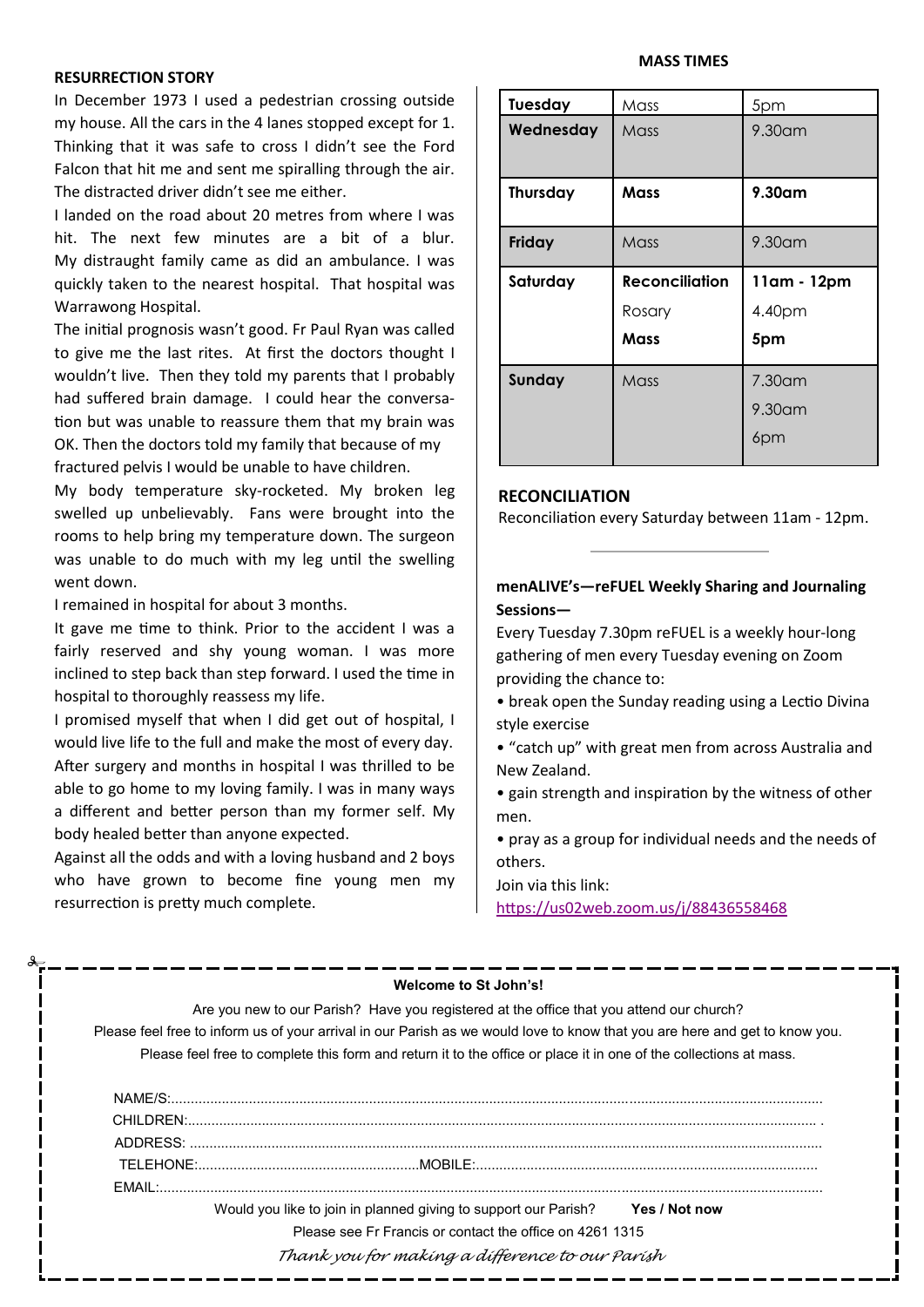## RESURRECTION STORY

In December 1973 I used a pedestrian crossing outside my house. All the cars in the 4 lanes stopped except for 1. Thinking that it was safe to cross I didn't see the Ford Falcon that hit me and sent me spiralling through the air. The distracted driver didn't see me either.

I landed on the road about 20 metres from where I was hit. The next few minutes are a bit of a blur. My distraught family came as did an ambulance. I was quickly taken to the nearest hospital. That hospital was Warrawong Hospital.

The initial prognosis wasn't good. Fr Paul Ryan was called to give me the last rites. At first the doctors thought I wouldn't live. Then they told my parents that I probably had suffered brain damage. I could hear the conversation but was unable to reassure them that my brain was OK. Then the doctors told my family that because of my fractured pelvis I would be unable to have children.

My body temperature sky-rocketed. My broken leg swelled up unbelievably. Fans were brought into the rooms to help bring my temperature down. The surgeon was unable to do much with my leg until the swelling went down.

I remained in hospital for about 3 months.

It gave me time to think. Prior to the accident I was a fairly reserved and shy young woman. I was more inclined to step back than step forward. I used the time in hospital to thoroughly reassess my life.

I promised myself that when I did get out of hospital, I would live life to the full and make the most of every day. After surgery and months in hospital I was thrilled to be able to go home to my loving family. I was in many ways a different and better person than my former self. My body healed better than anyone expected.

Against all the odds and with a loving husband and 2 boys who have grown to become fine young men my resurrection is pretty much complete.

## MASS TIMES

| | | |
|---|---|---|
| **Tuesday** | Mass | 5pm |
| **Wednesday** | Mass | 9.30am |
| **Thursday** | **Mass** | **9.30am** |
| **Friday** | Mass | 9.30am |
| **Saturday** | **Reconciliation**<br>Rosary<br>**Mass** | **11am - 12pm**<br>4.40pm<br>**5pm** |
| **Sunday** | Mass | 7.30am<br>9.30am<br>6pm |

## RECONCILIATION

Reconciliation every Saturday between 11am - 12pm.

---

**menALIVE's—reFUEL Weekly Sharing and Journaling Sessions—**

Every Tuesday 7.30pm reFUEL is a weekly hour-long gathering of men every Tuesday evening on Zoom providing the chance to:

- break open the Sunday reading using a Lectio Divina style exercise
- "catch up" with great men from across Australia and New Zealand.
- gain strength and inspiration by the witness of other men.
- pray as a group for individual needs and the needs of others.

Join via this link:
https://us02web.zoom.us/j/88436558468

---

**Welcome to St John's!**

Are you new to our Parish? Have you registered at the office that you attend our church?

Please feel free to inform us of your arrival in our Parish as we would love to know that you are here and get to know you.

Please feel free to complete this form and return it to the office or place it in one of the collections at mass.

NAME/S:......................................................................................................................

CHILDREN:...................................................................................................................

ADDRESS: ...................................................................................................................

TELEHONE:.........................................................MOBILE:...........................................

EMAIL:.........................................................................................................................

Would you like to join in planned giving to support our Parish? **Yes / Not now**

Please see Fr Francis or contact the office on 4261 1315

*Thank you for making a difference to our Parish*